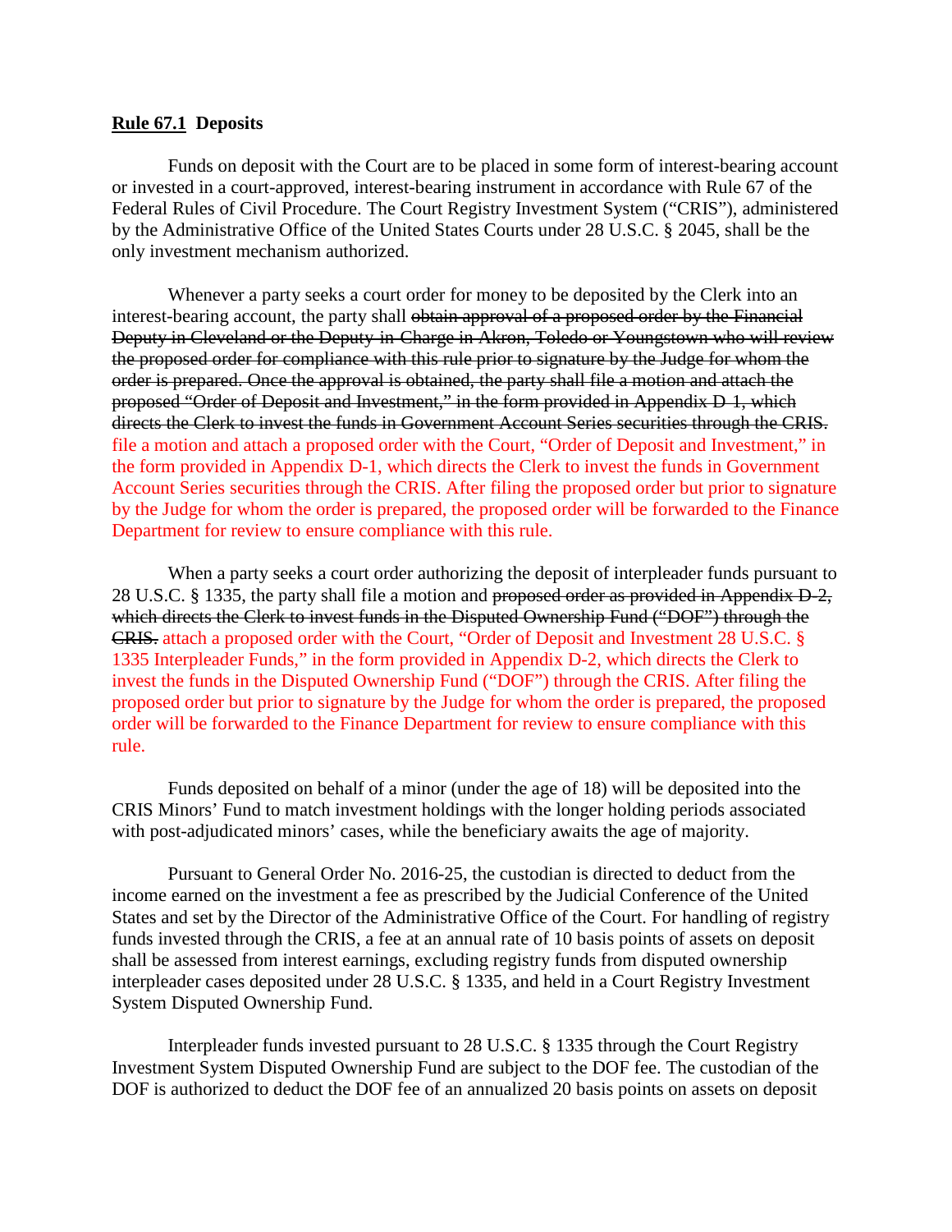**Rule 67.1 Deposits**

Funds on deposit with the Court are to be placed in some form of interest-bearing account or invested in a court-approved, interest-bearing instrument in accordance with Rule 67 of the Federal Rules of Civil Procedure. The Court Registry Investment System ("CRIS"), administered by the Administrative Office of the United States Courts under 28 U.S.C. § 2045, shall be the only investment mechanism authorized.

Whenever a party seeks a court order for money to be deposited by the Clerk into an interest-bearing account, the party shall ~~obtain approval of a proposed order by the Financial Deputy in Cleveland or the Deputy-in-Charge in Akron, Toledo or Youngstown who will review the proposed order for compliance with this rule prior to signature by the Judge for whom the order is prepared. Once the approval is obtained, the party shall file a motion and attach the proposed "Order of Deposit and Investment," in the form provided in Appendix D-1, which directs the Clerk to invest the funds in Government Account Series securities through the CRIS.~~ file a motion and attach a proposed order with the Court, "Order of Deposit and Investment," in the form provided in Appendix D-1, which directs the Clerk to invest the funds in Government Account Series securities through the CRIS. After filing the proposed order but prior to signature by the Judge for whom the order is prepared, the proposed order will be forwarded to the Finance Department for review to ensure compliance with this rule.

When a party seeks a court order authorizing the deposit of interpleader funds pursuant to 28 U.S.C. § 1335, the party shall file a motion and ~~proposed order as provided in Appendix D-2, which directs the Clerk to invest funds in the Disputed Ownership Fund ("DOF") through the CRIS.~~ attach a proposed order with the Court, "Order of Deposit and Investment 28 U.S.C. § 1335 Interpleader Funds," in the form provided in Appendix D-2, which directs the Clerk to invest the funds in the Disputed Ownership Fund ("DOF") through the CRIS. After filing the proposed order but prior to signature by the Judge for whom the order is prepared, the proposed order will be forwarded to the Finance Department for review to ensure compliance with this rule.

Funds deposited on behalf of a minor (under the age of 18) will be deposited into the CRIS Minors' Fund to match investment holdings with the longer holding periods associated with post-adjudicated minors' cases, while the beneficiary awaits the age of majority.

Pursuant to General Order No. 2016-25, the custodian is directed to deduct from the income earned on the investment a fee as prescribed by the Judicial Conference of the United States and set by the Director of the Administrative Office of the Court. For handling of registry funds invested through the CRIS, a fee at an annual rate of 10 basis points of assets on deposit shall be assessed from interest earnings, excluding registry funds from disputed ownership interpleader cases deposited under 28 U.S.C. § 1335, and held in a Court Registry Investment System Disputed Ownership Fund.

Interpleader funds invested pursuant to 28 U.S.C. § 1335 through the Court Registry Investment System Disputed Ownership Fund are subject to the DOF fee. The custodian of the DOF is authorized to deduct the DOF fee of an annualized 20 basis points on assets on deposit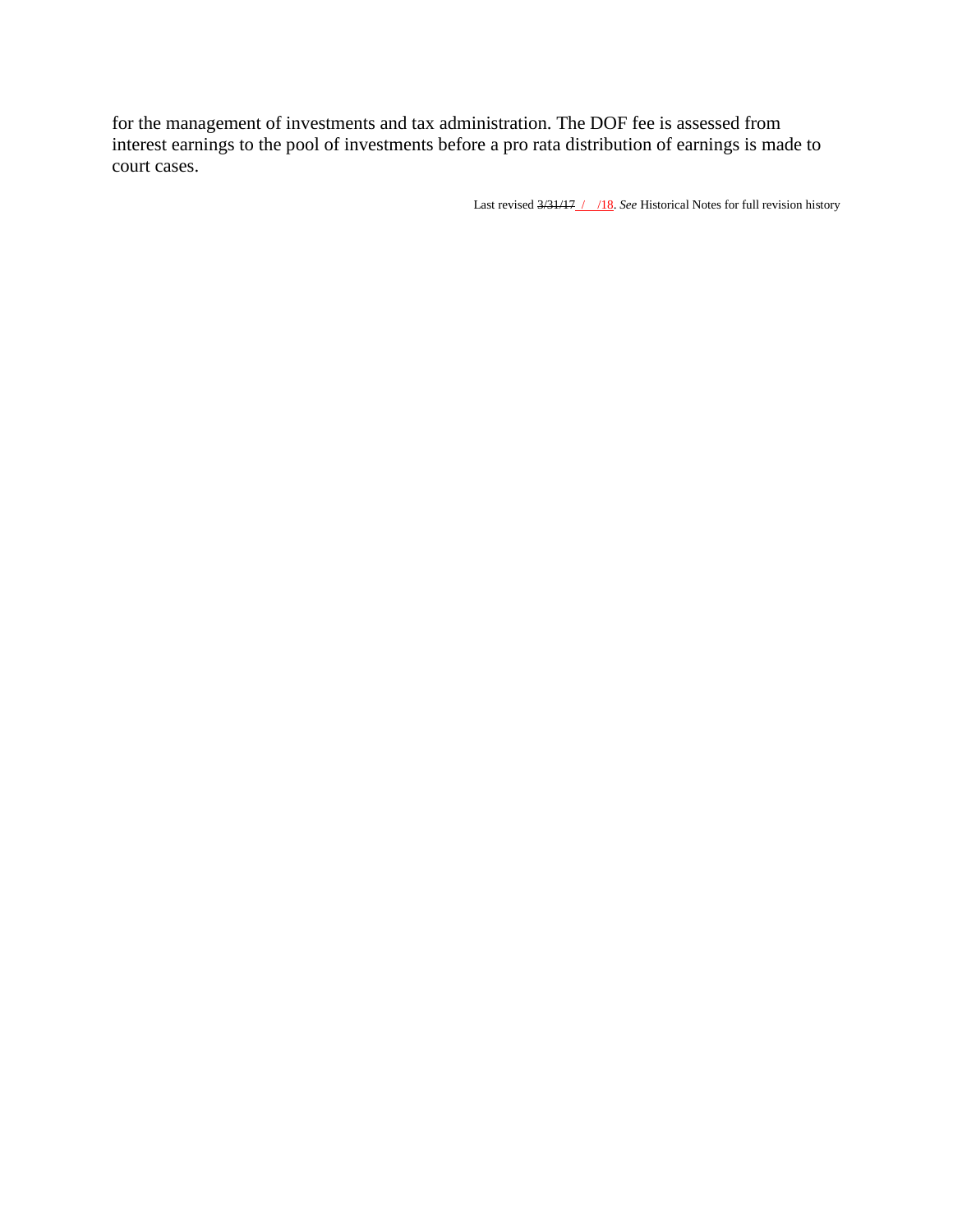for the management of investments and tax administration. The DOF fee is assessed from interest earnings to the pool of investments before a pro rata distribution of earnings is made to court cases.

Last revised ~~3/31/17~~ / /18. *See* Historical Notes for full revision history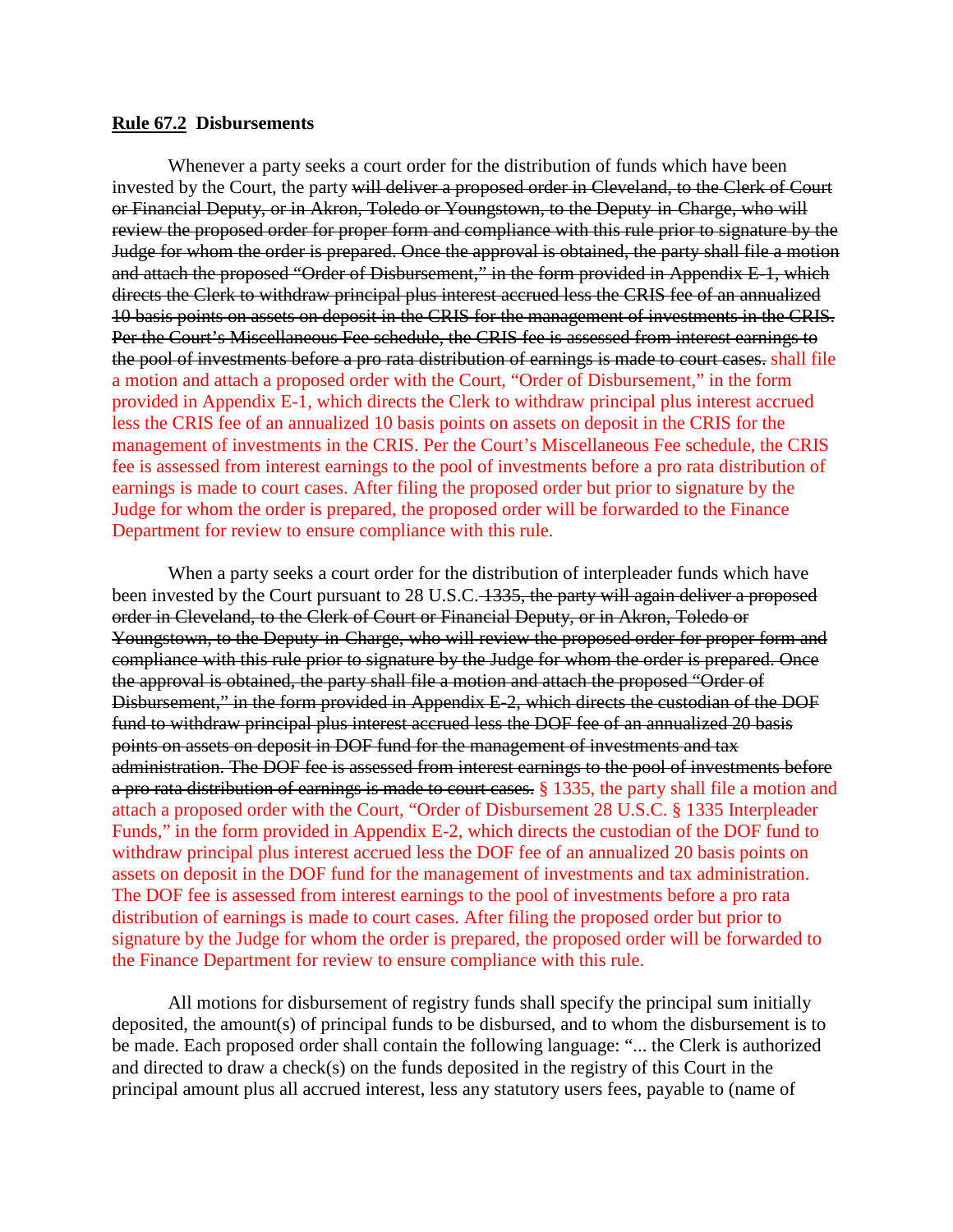**<u>Rule 67.2</u> Disbursements**

Whenever a party seeks a court order for the distribution of funds which have been invested by the Court, the party ~~will deliver a proposed order in Cleveland, to the Clerk of Court or Financial Deputy, or in Akron, Toledo or Youngstown, to the Deputy-in-Charge, who will review the proposed order for proper form and compliance with this rule prior to signature by the Judge for whom the order is prepared. Once the approval is obtained, the party shall file a motion and attach the proposed "Order of Disbursement," in the form provided in Appendix E-1, which directs the Clerk to withdraw principal plus interest accrued less the CRIS fee of an annualized 10 basis points on assets on deposit in the CRIS for the management of investments in the CRIS. Per the Court's Miscellaneous Fee schedule, the CRIS fee is assessed from interest earnings to the pool of investments before a pro rata distribution of earnings is made to court cases.~~ shall file a motion and attach a proposed order with the Court, "Order of Disbursement," in the form provided in Appendix E-1, which directs the Clerk to withdraw principal plus interest accrued less the CRIS fee of an annualized 10 basis points on assets on deposit in the CRIS for the management of investments in the CRIS. Per the Court's Miscellaneous Fee schedule, the CRIS fee is assessed from interest earnings to the pool of investments before a pro rata distribution of earnings is made to court cases. After filing the proposed order but prior to signature by the Judge for whom the order is prepared, the proposed order will be forwarded to the Finance Department for review to ensure compliance with this rule.

When a party seeks a court order for the distribution of interpleader funds which have been invested by the Court pursuant to 28 U.S.C. ~~1335, the party will again deliver a proposed order in Cleveland, to the Clerk of Court or Financial Deputy, or in Akron, Toledo or Youngstown, to the Deputy-in-Charge, who will review the proposed order for proper form and compliance with this rule prior to signature by the Judge for whom the order is prepared. Once the approval is obtained, the party shall file a motion and attach the proposed "Order of Disbursement," in the form provided in Appendix E-2, which directs the custodian of the DOF fund to withdraw principal plus interest accrued less the DOF fee of an annualized 20 basis points on assets on deposit in DOF fund for the management of investments and tax administration. The DOF fee is assessed from interest earnings to the pool of investments before a pro rata distribution of earnings is made to court cases.~~ § 1335, the party shall file a motion and attach a proposed order with the Court, "Order of Disbursement 28 U.S.C. § 1335 Interpleader Funds," in the form provided in Appendix E-2, which directs the custodian of the DOF fund to withdraw principal plus interest accrued less the DOF fee of an annualized 20 basis points on assets on deposit in the DOF fund for the management of investments and tax administration. The DOF fee is assessed from interest earnings to the pool of investments before a pro rata distribution of earnings is made to court cases. After filing the proposed order but prior to signature by the Judge for whom the order is prepared, the proposed order will be forwarded to the Finance Department for review to ensure compliance with this rule.

All motions for disbursement of registry funds shall specify the principal sum initially deposited, the amount(s) of principal funds to be disbursed, and to whom the disbursement is to be made. Each proposed order shall contain the following language: "... the Clerk is authorized and directed to draw a check(s) on the funds deposited in the registry of this Court in the principal amount plus all accrued interest, less any statutory users fees, payable to (name of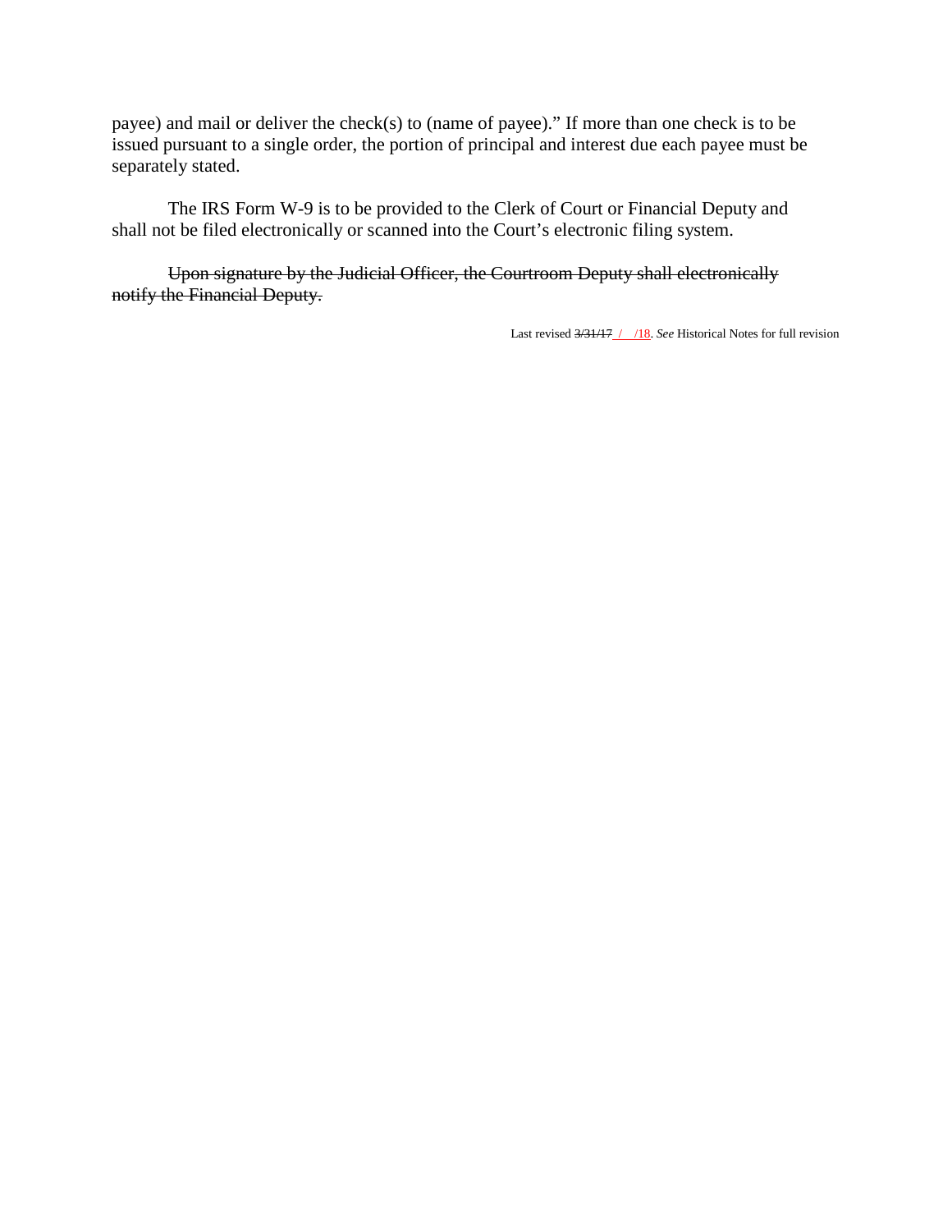payee) and mail or deliver the check(s) to (name of payee)." If more than one check is to be issued pursuant to a single order, the portion of principal and interest due each payee must be separately stated.

The IRS Form W-9 is to be provided to the Clerk of Court or Financial Deputy and shall not be filed electronically or scanned into the Court's electronic filing system.

~~Upon signature by the Judicial Officer, the Courtroom Deputy shall electronically notify the Financial Deputy.~~

Last revised ~~3/31/17~~ / /18. *See* Historical Notes for full revision